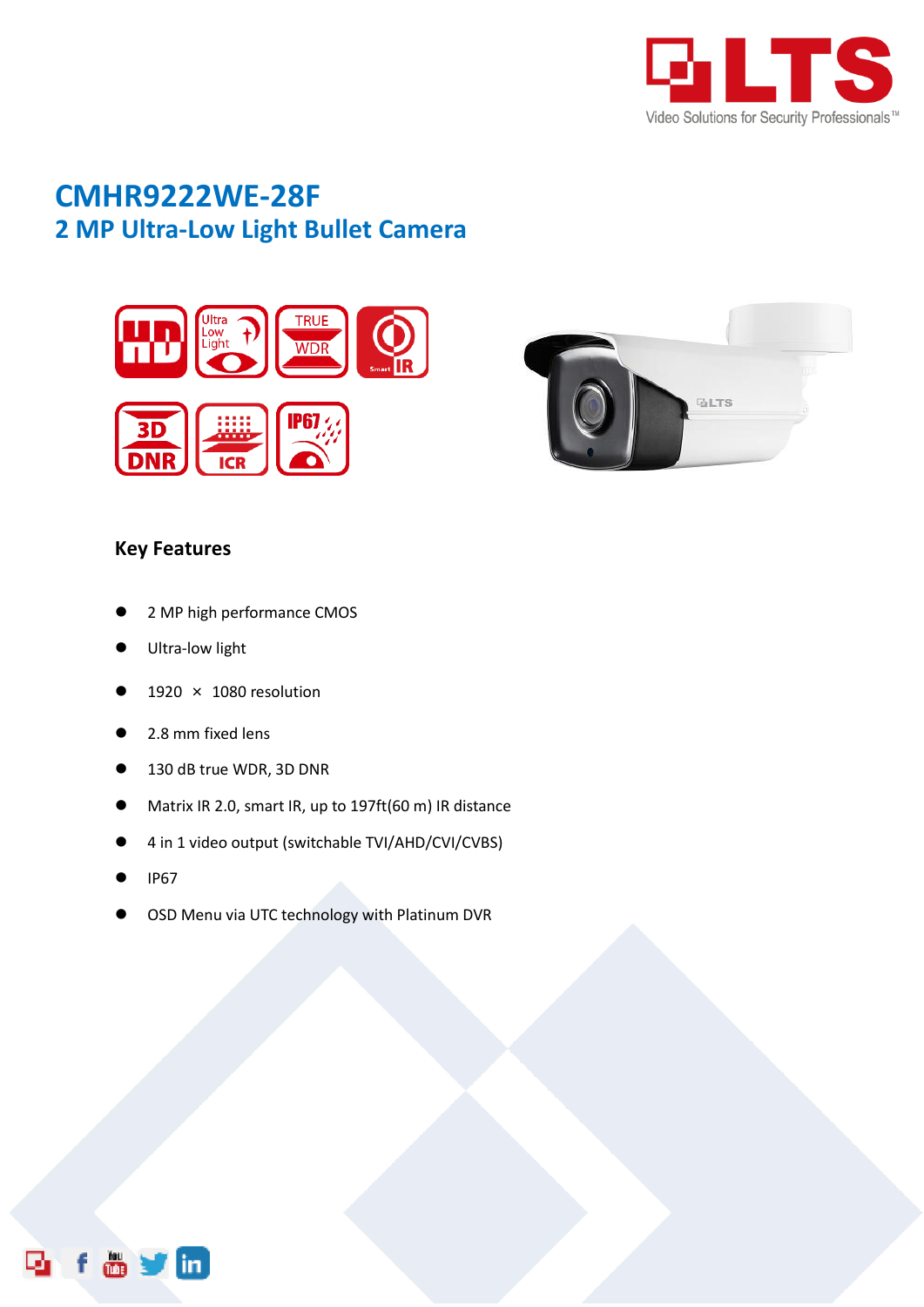# CMHR9222WE-28F

## 2 MP Ultra-Low Light Bullet Camera

### Key Features

- 2 MP high performance CMOS
- Ultra-low light
- 1920 × 1080 resolution
- 2.8 mm fixed lens
- 130 dB true WDR, 3D DNR
- Matrix IR 2.0, smart IR, up to 197ft(60 m) IR distance
- 4 in 1 video output (switchable TVI/AHD/CVI/CVBS)
- IP67
- OSD Menu via UTC technology with Platinum DVR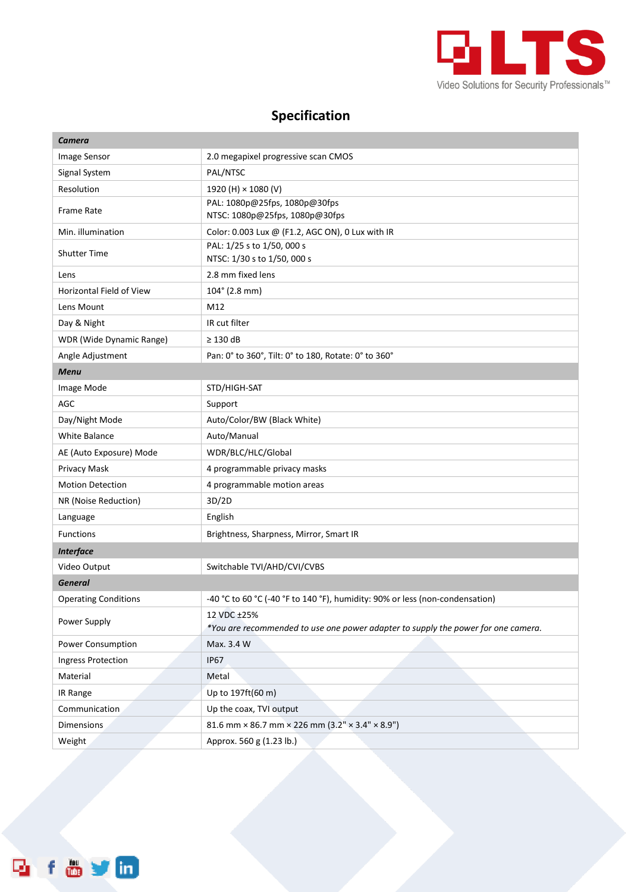## Specification

| **Camera** | |
|---|---|
| Image Sensor | 2.0 megapixel progressive scan CMOS |
| Signal System | PAL/NTSC |
| Resolution | 1920 (H) × 1080 (V) |
| Frame Rate | PAL: 1080p@25fps, 1080p@30fps<br>NTSC: 1080p@25fps, 1080p@30fps |
| Min. illumination | Color: 0.003 Lux @ (F1.2, AGC ON), 0 Lux with IR |
| Shutter Time | PAL: 1/25 s to 1/50, 000 s<br>NTSC: 1/30 s to 1/50, 000 s |
| Lens | 2.8 mm fixed lens |
| Horizontal Field of View | 104° (2.8 mm) |
| Lens Mount | M12 |
| Day & Night | IR cut filter |
| WDR (Wide Dynamic Range) | ≥ 130 dB |
| Angle Adjustment | Pan: 0° to 360°, Tilt: 0° to 180, Rotate: 0° to 360° |
| **Menu** | |
| Image Mode | STD/HIGH-SAT |
| AGC | Support |
| Day/Night Mode | Auto/Color/BW (Black White) |
| White Balance | Auto/Manual |
| AE (Auto Exposure) Mode | WDR/BLC/HLC/Global |
| Privacy Mask | 4 programmable privacy masks |
| Motion Detection | 4 programmable motion areas |
| NR (Noise Reduction) | 3D/2D |
| Language | English |
| Functions | Brightness, Sharpness, Mirror, Smart IR |
| **Interface** | |
| Video Output | Switchable TVI/AHD/CVI/CVBS |
| **General** | |
| Operating Conditions | -40 °C to 60 °C (-40 °F to 140 °F), humidity: 90% or less (non-condensation) |
| Power Supply | 12 VDC ±25%<br>*\*You are recommended to use one power adapter to supply the power for one camera.* |
| Power Consumption | Max. 3.4 W |
| Ingress Protection | IP67 |
| Material | Metal |
| IR Range | Up to 197ft(60 m) |
| Communication | Up the coax, TVI output |
| Dimensions | 81.6 mm × 86.7 mm × 226 mm (3.2" × 3.4" × 8.9") |
| Weight | Approx. 560 g (1.23 lb.) |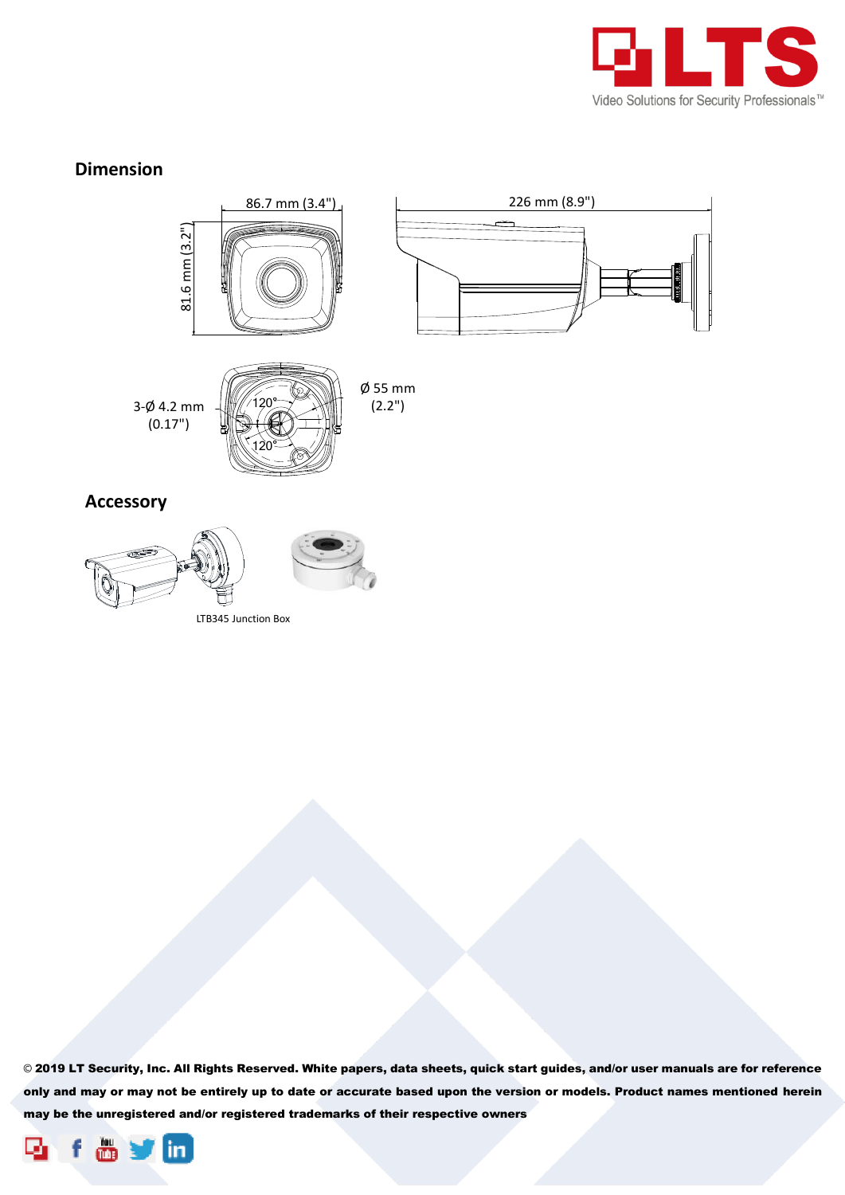## Dimension

86.7 mm (3.4")

81.6 mm (3.2")

226 mm (8.9")

3-Ø 4.2 mm (0.17")

120°

120°

Ø 55 mm (2.2")

## Accessory

LTB345 Junction Box

© 2019 LT Security, Inc. All Rights Reserved. White papers, data sheets, quick start guides, and/or user manuals are for reference only and may or may not be entirely up to date or accurate based upon the version or models. Product names mentioned herein may be the unregistered and/or registered trademarks of their respective owners